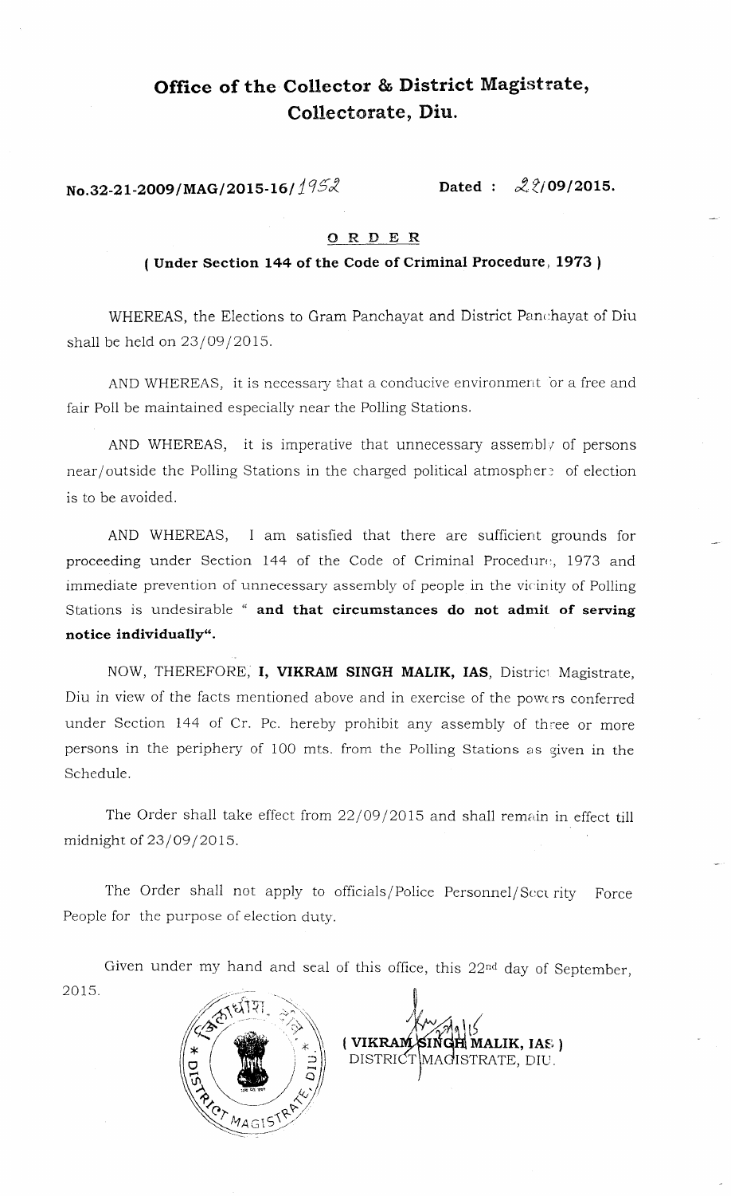# Office of the Collector & District Magistrate, Collectorate, Diu.

**No.32-21-2009/MAG/2015-16/1952** **Dated : 22/09/2015.**

## O R D E R

### ( Under Section 144 of the Code of Criminal Procedure, 1973 )

WHEREAS, the Elections to Gram Panchayat and District Panchayat of Diu shall be held on 23/09/2015.

AND WHEREAS, it is necessary that a conducive environment for a free and fair Poll be maintained especially near the Polling Stations.

AND WHEREAS, it is imperative that unnecessary assembly of persons near/outside the Polling Stations in the charged political atmosphere of election is to be avoided.

AND WHEREAS, I am satisfied that there are sufficient grounds for proceeding under Section 144 of the Code of Criminal Procedure, 1973 and immediate prevention of unnecessary assembly of people in the vicinity of Polling Stations is undesirable " **and that circumstances do not admit of serving notice individually**".

NOW, THEREFORE, **I, VIKRAM SINGH MALIK, IAS**, District Magistrate, Diu in view of the facts mentioned above and in exercise of the powers conferred under Section 144 of Cr. Pc. hereby prohibit any assembly of three or more persons in the periphery of 100 mts. from the Polling Stations as given in the Schedule.

The Order shall take effect from 22/09/2015 and shall remain in effect till midnight of 23/09/2015.

The Order shall not apply to officials/Police Personnel/Security Force People for the purpose of election duty.

Given under my hand and seal of this office, this 22nd day of September, 2015.

**( VIKRAM SINGH MALIK, IAS )**
DISTRICT MAGISTRATE, DIU.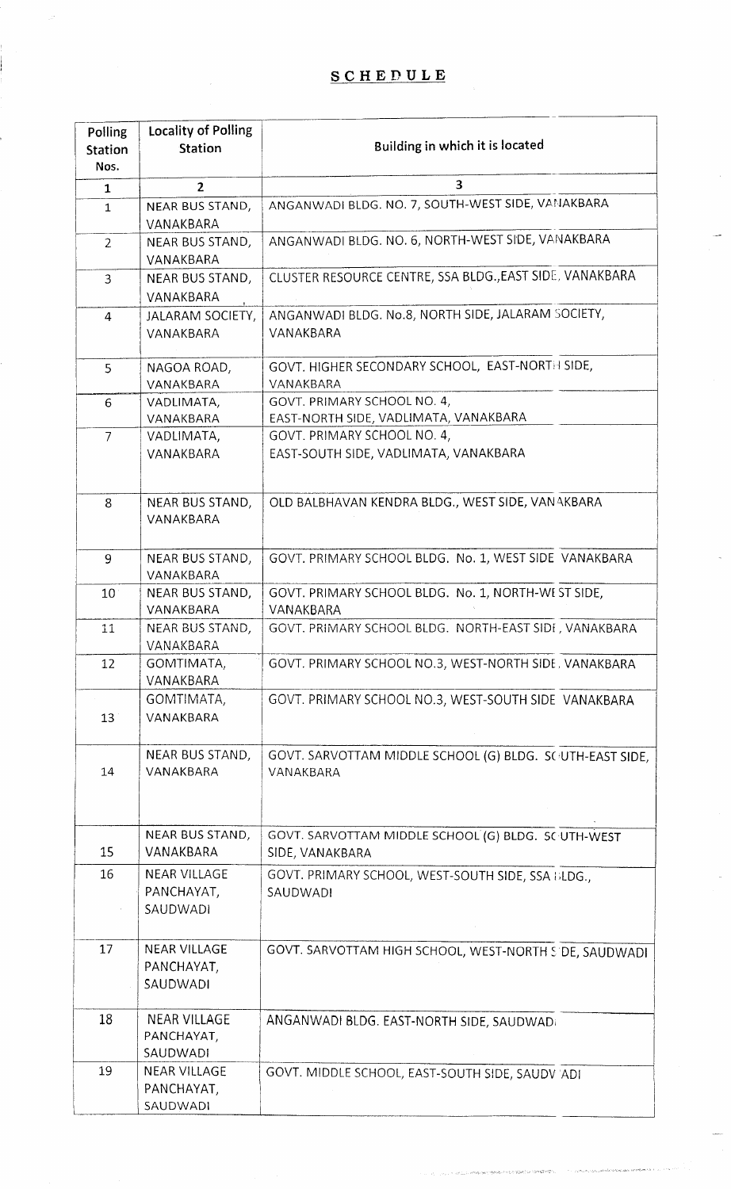# SCHEDULE

| Polling Station Nos. | Locality of Polling Station | Building in which it is located |
|---|---|---|
| 1 | 2 | 3 |
| 1 | NEAR BUS STAND, VANAKBARA | ANGANWADI BLDG. NO. 7, SOUTH-WEST SIDE, VANAKBARA |
| 2 | NEAR BUS STAND, VANAKBARA | ANGANWADI BLDG. NO. 6, NORTH-WEST SIDE, VANAKBARA |
| 3 | NEAR BUS STAND, VANAKBARA | CLUSTER RESOURCE CENTRE, SSA BLDG.,EAST SIDE, VANAKBARA |
| 4 | JALARAM SOCIETY, VANAKBARA | ANGANWADI BLDG. No.8, NORTH SIDE, JALARAM SOCIETY, VANAKBARA |
| 5 | NAGOA ROAD, VANAKBARA | GOVT. HIGHER SECONDARY SCHOOL, EAST-NORTH SIDE, VANAKBARA |
| 6 | VADLIMATA, VANAKBARA | GOVT. PRIMARY SCHOOL NO. 4, EAST-NORTH SIDE, VADLIMATA, VANAKBARA |
| 7 | VADLIMATA, VANAKBARA | GOVT. PRIMARY SCHOOL NO. 4, EAST-SOUTH SIDE, VADLIMATA, VANAKBARA |
| 8 | NEAR BUS STAND, VANAKBARA | OLD BALBHAVAN KENDRA BLDG., WEST SIDE, VANAKBARA |
| 9 | NEAR BUS STAND, VANAKBARA | GOVT. PRIMARY SCHOOL BLDG. No. 1, WEST SIDE VANAKBARA |
| 10 | NEAR BUS STAND, VANAKBARA | GOVT. PRIMARY SCHOOL BLDG. No. 1, NORTH-WEST SIDE, VANAKBARA |
| 11 | NEAR BUS STAND, VANAKBARA | GOVT. PRIMARY SCHOOL BLDG. NORTH-EAST SIDE, VANAKBARA |
| 12 | GOMTIMATA, VANAKBARA | GOVT. PRIMARY SCHOOL NO.3, WEST-NORTH SIDE, VANAKBARA |
| 13 | GOMTIMATA, VANAKBARA | GOVT. PRIMARY SCHOOL NO.3, WEST-SOUTH SIDE VANAKBARA |
| 14 | NEAR BUS STAND, VANAKBARA | GOVT. SARVOTTAM MIDDLE SCHOOL (G) BLDG. SOUTH-EAST SIDE, VANAKBARA |
| 15 | NEAR BUS STAND, VANAKBARA | GOVT. SARVOTTAM MIDDLE SCHOOL (G) BLDG. SOUTH-WEST SIDE, VANAKBARA |
| 16 | NEAR VILLAGE PANCHAYAT, SAUDWADI | GOVT. PRIMARY SCHOOL, WEST-SOUTH SIDE, SSA BLDG., SAUDWADI |
| 17 | NEAR VILLAGE PANCHAYAT, SAUDWADI | GOVT. SARVOTTAM HIGH SCHOOL, WEST-NORTH SIDE, SAUDWADI |
| 18 | NEAR VILLAGE PANCHAYAT, SAUDWADI | ANGANWADI BLDG. EAST-NORTH SIDE, SAUDWADI |
| 19 | NEAR VILLAGE PANCHAYAT, SAUDWADI | GOVT. MIDDLE SCHOOL, EAST-SOUTH SIDE, SAUDWADI |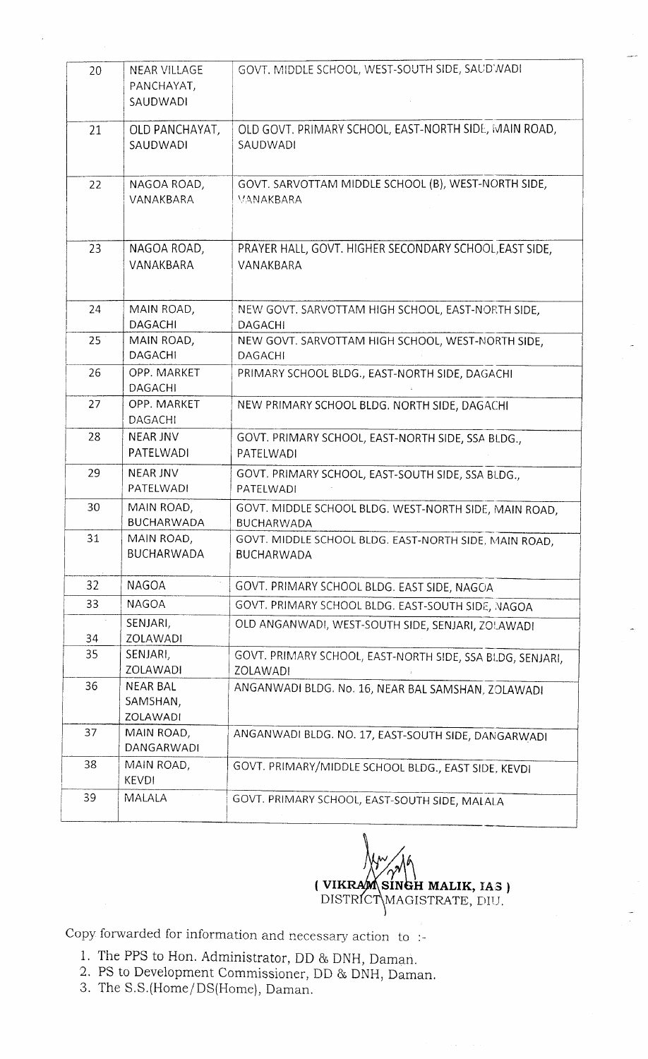| 20 | NEAR VILLAGE PANCHAYAT, SAUDWADI | GOVT. MIDDLE SCHOOL, WEST-SOUTH SIDE, SAUDWADI |
|---|---|---|
| 21 | OLD PANCHAYAT, SAUDWADI | OLD GOVT. PRIMARY SCHOOL, EAST-NORTH SIDE, MAIN ROAD, SAUDWADI |
| 22 | NAGOA ROAD, VANAKBARA | GOVT. SARVOTTAM MIDDLE SCHOOL (B), WEST-NORTH SIDE, VANAKBARA |
| 23 | NAGOA ROAD, VANAKBARA | PRAYER HALL, GOVT. HIGHER SECONDARY SCHOOL,EAST SIDE, VANAKBARA |
| 24 | MAIN ROAD, DAGACHI | NEW GOVT. SARVOTTAM HIGH SCHOOL, EAST-NORTH SIDE, DAGACHI |
| 25 | MAIN ROAD, DAGACHI | NEW GOVT. SARVOTTAM HIGH SCHOOL, WEST-NORTH SIDE, DAGACHI |
| 26 | OPP. MARKET DAGACHI | PRIMARY SCHOOL BLDG., EAST-NORTH SIDE, DAGACHI |
| 27 | OPP. MARKET DAGACHI | NEW PRIMARY SCHOOL BLDG. NORTH SIDE, DAGACHI |
| 28 | NEAR JNV PATELWADI | GOVT. PRIMARY SCHOOL, EAST-NORTH SIDE, SSA BLDG., PATELWADI |
| 29 | NEAR JNV PATELWADI | GOVT. PRIMARY SCHOOL, EAST-SOUTH SIDE, SSA BLDG., PATELWADI |
| 30 | MAIN ROAD, BUCHARWADA | GOVT. MIDDLE SCHOOL BLDG. WEST-NORTH SIDE, MAIN ROAD, BUCHARWADA |
| 31 | MAIN ROAD, BUCHARWADA | GOVT. MIDDLE SCHOOL BLDG. EAST-NORTH SIDE, MAIN ROAD, BUCHARWADA |
| 32 | NAGOA | GOVT. PRIMARY SCHOOL BLDG. EAST SIDE, NAGOA |
| 33 | NAGOA | GOVT. PRIMARY SCHOOL BLDG. EAST-SOUTH SIDE, NAGOA |
| 34 | SENJARI, ZOLAWADI | OLD ANGANWADI, WEST-SOUTH SIDE, SENJARI, ZOLAWADI |
| 35 | SENJARI, ZOLAWADI | GOVT. PRIMARY SCHOOL, EAST-NORTH SIDE, SSA BLDG, SENJARI, ZOLAWADI |
| 36 | NEAR BAL SAMSHAN, ZOLAWADI | ANGANWADI BLDG. No. 16, NEAR BAL SAMSHAN, ZOLAWADI |
| 37 | MAIN ROAD, DANGARWADI | ANGANWADI BLDG. NO. 17, EAST-SOUTH SIDE, DANGARWADI |
| 38 | MAIN ROAD, KEVDI | GOVT. PRIMARY/MIDDLE SCHOOL BLDG., EAST SIDE, KEVDI |
| 39 | MALALA | GOVT. PRIMARY SCHOOL, EAST-SOUTH SIDE, MALALA |

**( VIKRAM SINGH MALIK, IAS )**
DISTRICT MAGISTRATE, DIU.

Copy forwarded for information and necessary action to :-

1. The PPS to Hon. Administrator, DD & DNH, Daman.
2. PS to Development Commissioner, DD & DNH, Daman.
3. The S.S.(Home/DS(Home), Daman.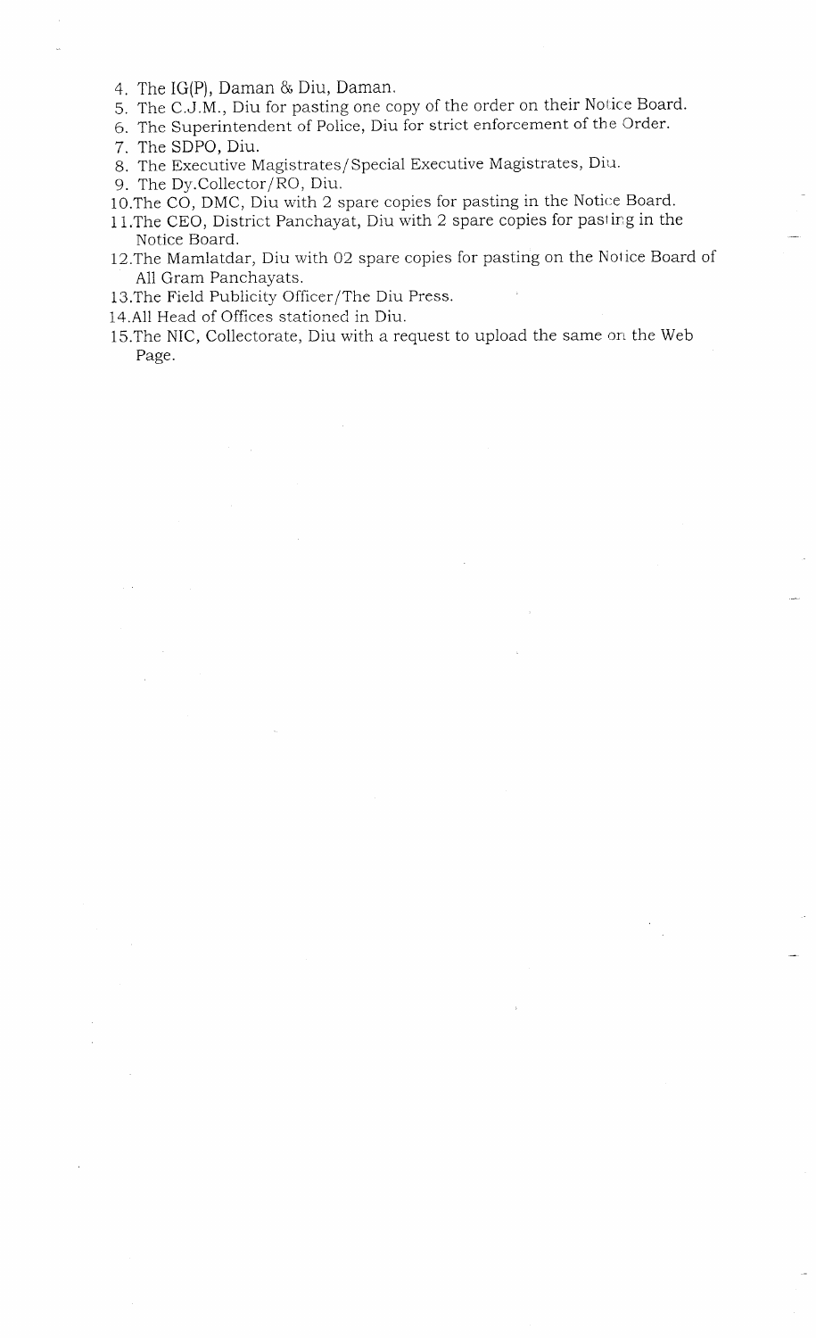4. The IG(P), Daman & Diu, Daman.
5. The C.J.M., Diu for pasting one copy of the order on their Notice Board.
6. The Superintendent of Police, Diu for strict enforcement of the Order.
7. The SDPO, Diu.
8. The Executive Magistrates/Special Executive Magistrates, Diu.
9. The Dy.Collector/RO, Diu.
10. The CO, DMC, Diu with 2 spare copies for pasting in the Notice Board.
11. The CEO, District Panchayat, Diu with 2 spare copies for pasting in the Notice Board.
12. The Mamlatdar, Diu with 02 spare copies for pasting on the Notice Board of All Gram Panchayats.
13. The Field Publicity Officer/The Diu Press.
14. All Head of Offices stationed in Diu.
15. The NIC, Collectorate, Diu with a request to upload the same on the Web Page.